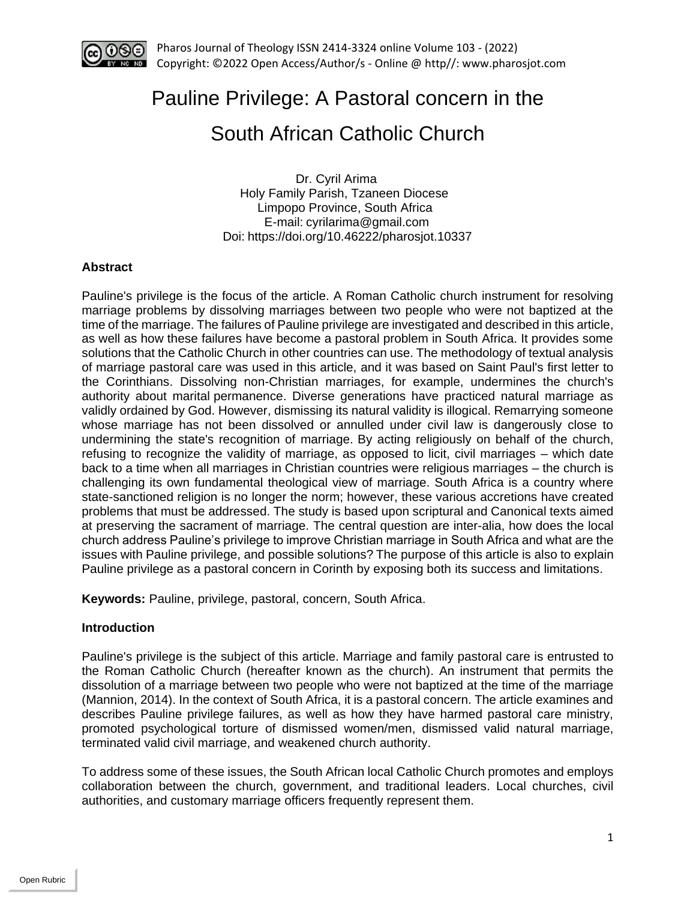# Pauline Privilege: A Pastoral concern in the South African Catholic Church

Dr. Cyril Arima
Holy Family Parish, Tzaneen Diocese
Limpopo Province, South Africa
E-mail: cyrilarima@gmail.com
Doi: https://doi.org/10.46222/pharosjot.10337

### Abstract

Pauline's privilege is the focus of the article. A Roman Catholic church instrument for resolving marriage problems by dissolving marriages between two people who were not baptized at the time of the marriage. The failures of Pauline privilege are investigated and described in this article, as well as how these failures have become a pastoral problem in South Africa. It provides some solutions that the Catholic Church in other countries can use. The methodology of textual analysis of marriage pastoral care was used in this article, and it was based on Saint Paul's first letter to the Corinthians. Dissolving non-Christian marriages, for example, undermines the church's authority about marital permanence. Diverse generations have practiced natural marriage as validly ordained by God. However, dismissing its natural validity is illogical. Remarrying someone whose marriage has not been dissolved or annulled under civil law is dangerously close to undermining the state's recognition of marriage. By acting religiously on behalf of the church, refusing to recognize the validity of marriage, as opposed to licit, civil marriages – which date back to a time when all marriages in Christian countries were religious marriages – the church is challenging its own fundamental theological view of marriage. South Africa is a country where state-sanctioned religion is no longer the norm; however, these various accretions have created problems that must be addressed. The study is based upon scriptural and Canonical texts aimed at preserving the sacrament of marriage. The central question are inter-alia, how does the local church address Pauline's privilege to improve Christian marriage in South Africa and what are the issues with Pauline privilege, and possible solutions? The purpose of this article is also to explain Pauline privilege as a pastoral concern in Corinth by exposing both its success and limitations.

**Keywords:** Pauline, privilege, pastoral, concern, South Africa.

### Introduction

Pauline's privilege is the subject of this article. Marriage and family pastoral care is entrusted to the Roman Catholic Church (hereafter known as the church). An instrument that permits the dissolution of a marriage between two people who were not baptized at the time of the marriage (Mannion, 2014). In the context of South Africa, it is a pastoral concern. The article examines and describes Pauline privilege failures, as well as how they have harmed pastoral care ministry, promoted psychological torture of dismissed women/men, dismissed valid natural marriage, terminated valid civil marriage, and weakened church authority.

To address some of these issues, the South African local Catholic Church promotes and employs collaboration between the church, government, and traditional leaders. Local churches, civil authorities, and customary marriage officers frequently represent them.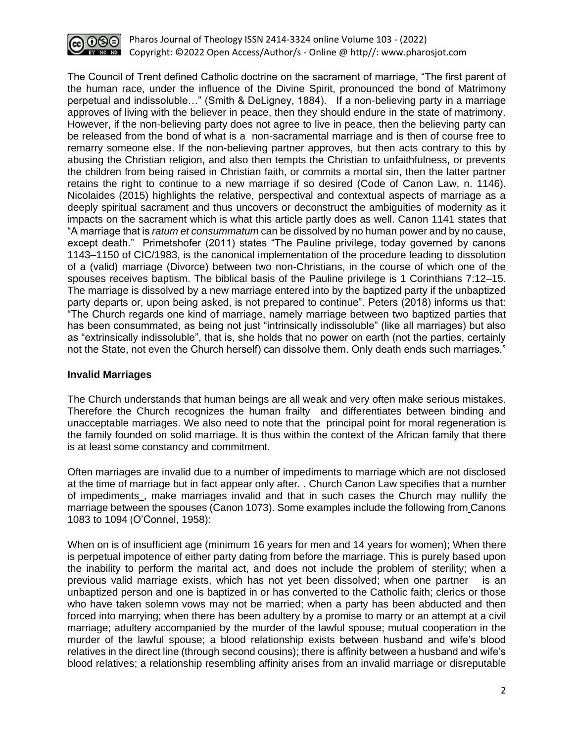The Council of Trent defined Catholic doctrine on the sacrament of marriage, "The first parent of the human race, under the influence of the Divine Spirit, pronounced the bond of Matrimony perpetual and indissoluble…" (Smith & DeLigney, 1884). If a non-believing party in a marriage approves of living with the believer in peace, then they should endure in the state of matrimony. However, if the non-believing party does not agree to live in peace, then the believing party can be released from the bond of what is a non-sacramental marriage and is then of course free to remarry someone else. If the non-believing partner approves, but then acts contrary to this by abusing the Christian religion, and also then tempts the Christian to unfaithfulness, or prevents the children from being raised in Christian faith, or commits a mortal sin, then the latter partner retains the right to continue to a new marriage if so desired (Code of Canon Law, n. 1146). Nicolaides (2015) highlights the relative, perspectival and contextual aspects of marriage as a deeply spiritual sacrament and thus uncovers or deconstruct the ambiguities of modernity as it impacts on the sacrament which is what this article partly does as well. Canon 1141 states that "A marriage that is *ratum et consummatum* can be dissolved by no human power and by no cause, except death." Primetshofer (2011) states "The Pauline privilege, today governed by canons 1143–1150 of CIC/1983, is the canonical implementation of the procedure leading to dissolution of a (valid) marriage (Divorce) between two non-Christians, in the course of which one of the spouses receives baptism. The biblical basis of the Pauline privilege is 1 Corinthians 7:12–15. The marriage is dissolved by a new marriage entered into by the baptized party if the unbaptized party departs or, upon being asked, is not prepared to continue". Peters (2018) informs us that: "The Church regards one kind of marriage, namely marriage between two baptized parties that has been consummated, as being not just "intrinsically indissoluble" (like all marriages) but also as "extrinsically indissoluble", that is, she holds that no power on earth (not the parties, certainly not the State, not even the Church herself) can dissolve them. Only death ends such marriages."

### Invalid Marriages

The Church understands that human beings are all weak and very often make serious mistakes. Therefore the Church recognizes the human frailty and differentiates between binding and unacceptable marriages. We also need to note that the principal point for moral regeneration is the family founded on solid marriage. It is thus within the context of the African family that there is at least some constancy and commitment.

Often marriages are invalid due to a number of impediments to marriage which are not disclosed at the time of marriage but in fact appear only after. . Church Canon Law specifies that a number of impediments , make marriages invalid and that in such cases the Church may nullify the marriage between the spouses (Canon 1073). Some examples include the following from Canons 1083 to 1094 (O'Connel, 1958):

When on is of insufficient age (minimum 16 years for men and 14 years for women); When there is perpetual impotence of either party dating from before the marriage. This is purely based upon the inability to perform the marital act, and does not include the problem of sterility; when a previous valid marriage exists, which has not yet been dissolved; when one partner is an unbaptized person and one is baptized in or has converted to the Catholic faith; clerics or those who have taken solemn vows may not be married; when a party has been abducted and then forced into marrying; when there has been adultery by a promise to marry or an attempt at a civil marriage; adultery accompanied by the murder of the lawful spouse; mutual cooperation in the murder of the lawful spouse; a blood relationship exists between husband and wife's blood relatives in the direct line (through second cousins); there is affinity between a husband and wife's blood relatives; a relationship resembling affinity arises from an invalid marriage or disreputable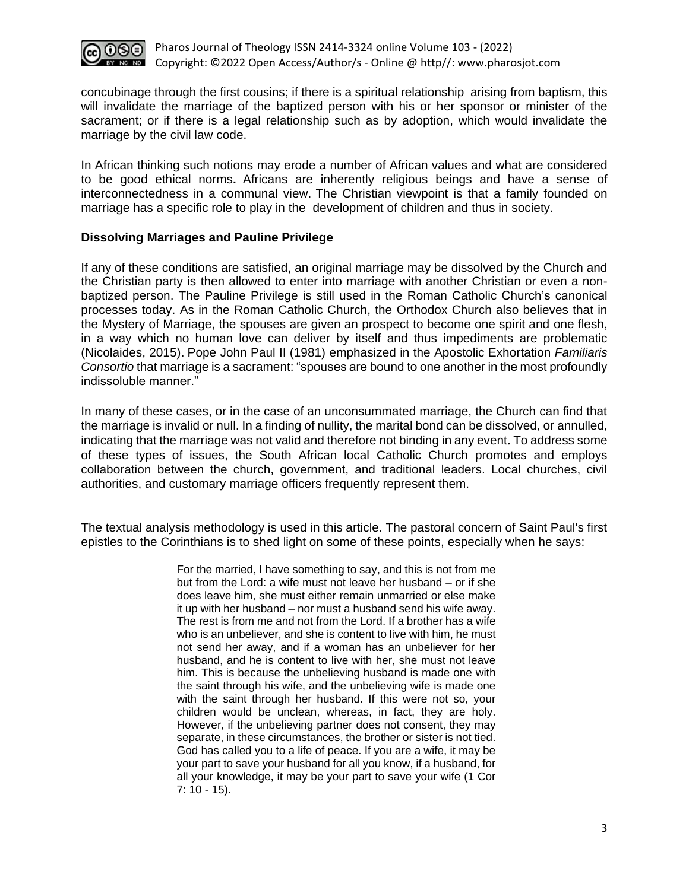concubinage through the first cousins; if there is a spiritual relationship arising from baptism, this will invalidate the marriage of the baptized person with his or her sponsor or minister of the sacrament; or if there is a legal relationship such as by adoption, which would invalidate the marriage by the civil law code.

In African thinking such notions may erode a number of African values and what are considered to be good ethical norms**.** Africans are inherently religious beings and have a sense of interconnectedness in a communal view. The Christian viewpoint is that a family founded on marriage has a specific role to play in the development of children and thus in society.

**Dissolving Marriages and Pauline Privilege**

If any of these conditions are satisfied, an original marriage may be dissolved by the Church and the Christian party is then allowed to enter into marriage with another Christian or even a non-baptized person. The Pauline Privilege is still used in the Roman Catholic Church's canonical processes today. As in the Roman Catholic Church, the Orthodox Church also believes that in the Mystery of Marriage, the spouses are given an prospect to become one spirit and one flesh, in a way which no human love can deliver by itself and thus impediments are problematic (Nicolaides, 2015). Pope John Paul II (1981) emphasized in the Apostolic Exhortation *Familiaris Consortio* that marriage is a sacrament: "spouses are bound to one another in the most profoundly indissoluble manner."

In many of these cases, or in the case of an unconsummated marriage, the Church can find that the marriage is invalid or null. In a finding of nullity, the marital bond can be dissolved, or annulled, indicating that the marriage was not valid and therefore not binding in any event. To address some of these types of issues, the South African local Catholic Church promotes and employs collaboration between the church, government, and traditional leaders. Local churches, civil authorities, and customary marriage officers frequently represent them.

The textual analysis methodology is used in this article. The pastoral concern of Saint Paul's first epistles to the Corinthians is to shed light on some of these points, especially when he says:

> For the married, I have something to say, and this is not from me but from the Lord: a wife must not leave her husband – or if she does leave him, she must either remain unmarried or else make it up with her husband – nor must a husband send his wife away. The rest is from me and not from the Lord. If a brother has a wife who is an unbeliever, and she is content to live with him, he must not send her away, and if a woman has an unbeliever for her husband, and he is content to live with her, she must not leave him. This is because the unbelieving husband is made one with the saint through his wife, and the unbelieving wife is made one with the saint through her husband. If this were not so, your children would be unclean, whereas, in fact, they are holy. However, if the unbelieving partner does not consent, they may separate, in these circumstances, the brother or sister is not tied. God has called you to a life of peace. If you are a wife, it may be your part to save your husband for all you know, if a husband, for all your knowledge, it may be your part to save your wife (1 Cor 7: 10 - 15).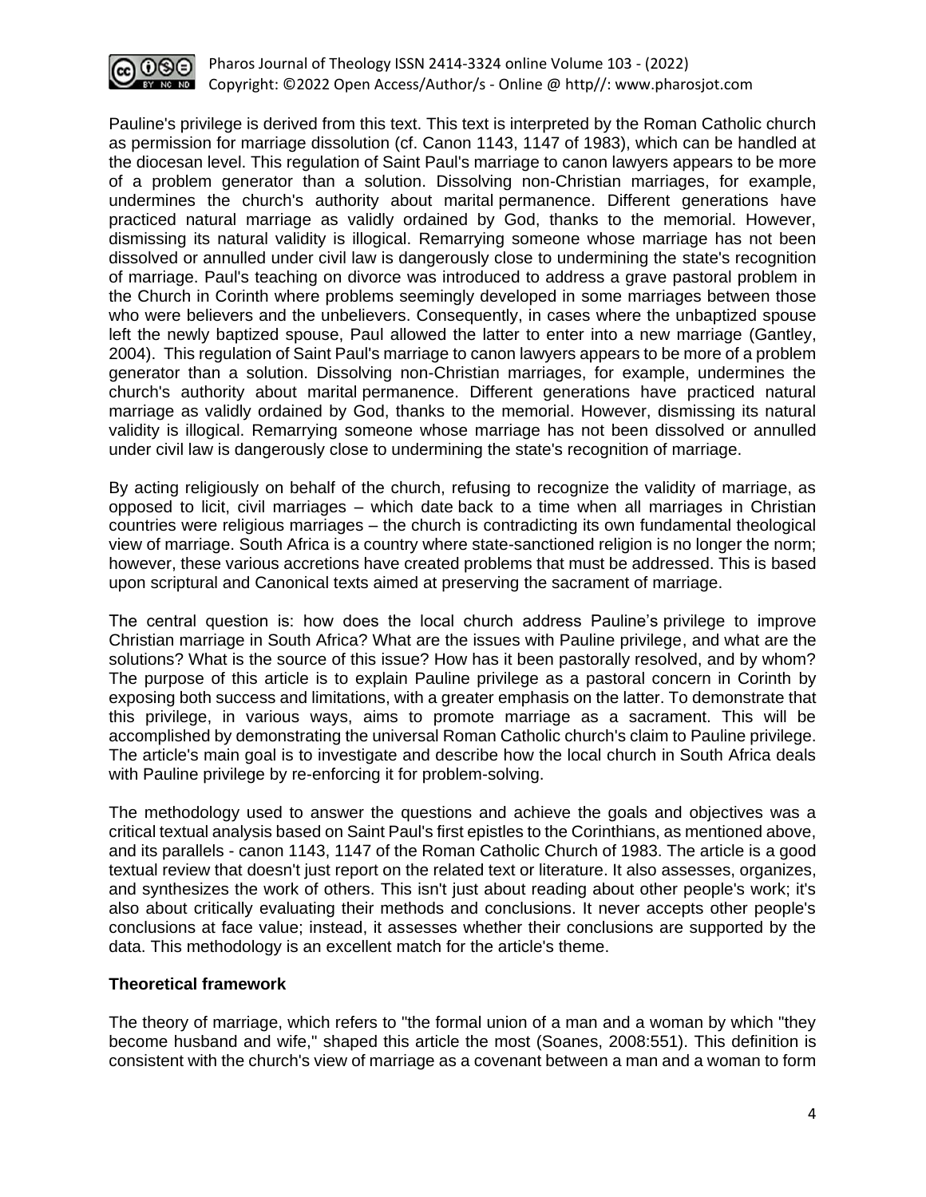Pauline's privilege is derived from this text. This text is interpreted by the Roman Catholic church as permission for marriage dissolution (cf. Canon 1143, 1147 of 1983), which can be handled at the diocesan level. This regulation of Saint Paul's marriage to canon lawyers appears to be more of a problem generator than a solution. Dissolving non-Christian marriages, for example, undermines the church's authority about marital permanence. Different generations have practiced natural marriage as validly ordained by God, thanks to the memorial. However, dismissing its natural validity is illogical. Remarrying someone whose marriage has not been dissolved or annulled under civil law is dangerously close to undermining the state's recognition of marriage. Paul's teaching on divorce was introduced to address a grave pastoral problem in the Church in Corinth where problems seemingly developed in some marriages between those who were believers and the unbelievers. Consequently, in cases where the unbaptized spouse left the newly baptized spouse, Paul allowed the latter to enter into a new marriage (Gantley, 2004). This regulation of Saint Paul's marriage to canon lawyers appears to be more of a problem generator than a solution. Dissolving non-Christian marriages, for example, undermines the church's authority about marital permanence. Different generations have practiced natural marriage as validly ordained by God, thanks to the memorial. However, dismissing its natural validity is illogical. Remarrying someone whose marriage has not been dissolved or annulled under civil law is dangerously close to undermining the state's recognition of marriage.

By acting religiously on behalf of the church, refusing to recognize the validity of marriage, as opposed to licit, civil marriages – which date back to a time when all marriages in Christian countries were religious marriages – the church is contradicting its own fundamental theological view of marriage. South Africa is a country where state-sanctioned religion is no longer the norm; however, these various accretions have created problems that must be addressed. This is based upon scriptural and Canonical texts aimed at preserving the sacrament of marriage.

The central question is: how does the local church address Pauline's privilege to improve Christian marriage in South Africa? What are the issues with Pauline privilege, and what are the solutions? What is the source of this issue? How has it been pastorally resolved, and by whom? The purpose of this article is to explain Pauline privilege as a pastoral concern in Corinth by exposing both success and limitations, with a greater emphasis on the latter. To demonstrate that this privilege, in various ways, aims to promote marriage as a sacrament. This will be accomplished by demonstrating the universal Roman Catholic church's claim to Pauline privilege. The article's main goal is to investigate and describe how the local church in South Africa deals with Pauline privilege by re-enforcing it for problem-solving.

The methodology used to answer the questions and achieve the goals and objectives was a critical textual analysis based on Saint Paul's first epistles to the Corinthians, as mentioned above, and its parallels - canon 1143, 1147 of the Roman Catholic Church of 1983. The article is a good textual review that doesn't just report on the related text or literature. It also assesses, organizes, and synthesizes the work of others. This isn't just about reading about other people's work; it's also about critically evaluating their methods and conclusions. It never accepts other people's conclusions at face value; instead, it assesses whether their conclusions are supported by the data. This methodology is an excellent match for the article's theme.

## Theoretical framework

The theory of marriage, which refers to "the formal union of a man and a woman by which "they become husband and wife," shaped this article the most (Soanes, 2008:551). This definition is consistent with the church's view of marriage as a covenant between a man and a woman to form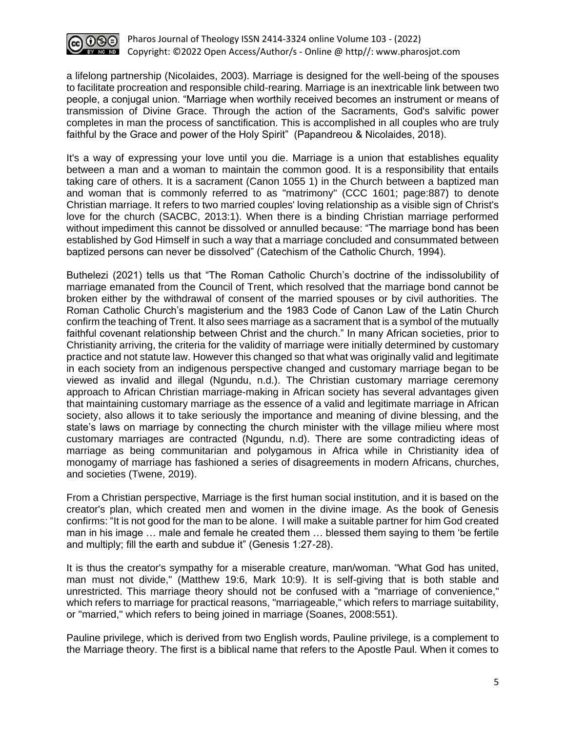a lifelong partnership (Nicolaides, 2003). Marriage is designed for the well-being of the spouses to facilitate procreation and responsible child-rearing. Marriage is an inextricable link between two people, a conjugal union. "Marriage when worthily received becomes an instrument or means of transmission of Divine Grace. Through the action of the Sacraments, God's salvific power completes in man the process of sanctification. This is accomplished in all couples who are truly faithful by the Grace and power of the Holy Spirit" (Papandreou & Nicolaides, 2018).

It's a way of expressing your love until you die. Marriage is a union that establishes equality between a man and a woman to maintain the common good. It is a responsibility that entails taking care of others. It is a sacrament (Canon 1055 1) in the Church between a baptized man and woman that is commonly referred to as "matrimony" (CCC 1601; page:887) to denote Christian marriage. It refers to two married couples' loving relationship as a visible sign of Christ's love for the church (SACBC, 2013:1). When there is a binding Christian marriage performed without impediment this cannot be dissolved or annulled because: "The marriage bond has been established by God Himself in such a way that a marriage concluded and consummated between baptized persons can never be dissolved" (Catechism of the Catholic Church, 1994).

Buthelezi (2021) tells us that "The Roman Catholic Church's doctrine of the indissolubility of marriage emanated from the Council of Trent, which resolved that the marriage bond cannot be broken either by the withdrawal of consent of the married spouses or by civil authorities. The Roman Catholic Church's magisterium and the 1983 Code of Canon Law of the Latin Church confirm the teaching of Trent. It also sees marriage as a sacrament that is a symbol of the mutually faithful covenant relationship between Christ and the church." In many African societies, prior to Christianity arriving, the criteria for the validity of marriage were initially determined by customary practice and not statute law. However this changed so that what was originally valid and legitimate in each society from an indigenous perspective changed and customary marriage began to be viewed as invalid and illegal (Ngundu, n.d.). The Christian customary marriage ceremony approach to African Christian marriage-making in African society has several advantages given that maintaining customary marriage as the essence of a valid and legitimate marriage in African society, also allows it to take seriously the importance and meaning of divine blessing, and the state's laws on marriage by connecting the church minister with the village milieu where most customary marriages are contracted (Ngundu, n.d). There are some contradicting ideas of marriage as being communitarian and polygamous in Africa while in Christianity idea of monogamy of marriage has fashioned a series of disagreements in modern Africans, churches, and societies (Twene, 2019).

From a Christian perspective, Marriage is the first human social institution, and it is based on the creator's plan, which created men and women in the divine image. As the book of Genesis confirms: "It is not good for the man to be alone. I will make a suitable partner for him God created man in his image … male and female he created them … blessed them saying to them 'be fertile and multiply; fill the earth and subdue it" (Genesis 1:27-28).

It is thus the creator's sympathy for a miserable creature, man/woman. "What God has united, man must not divide," (Matthew 19:6, Mark 10:9). It is self-giving that is both stable and unrestricted. This marriage theory should not be confused with a "marriage of convenience," which refers to marriage for practical reasons, "marriageable," which refers to marriage suitability, or "married," which refers to being joined in marriage (Soanes, 2008:551).

Pauline privilege, which is derived from two English words, Pauline privilege, is a complement to the Marriage theory. The first is a biblical name that refers to the Apostle Paul. When it comes to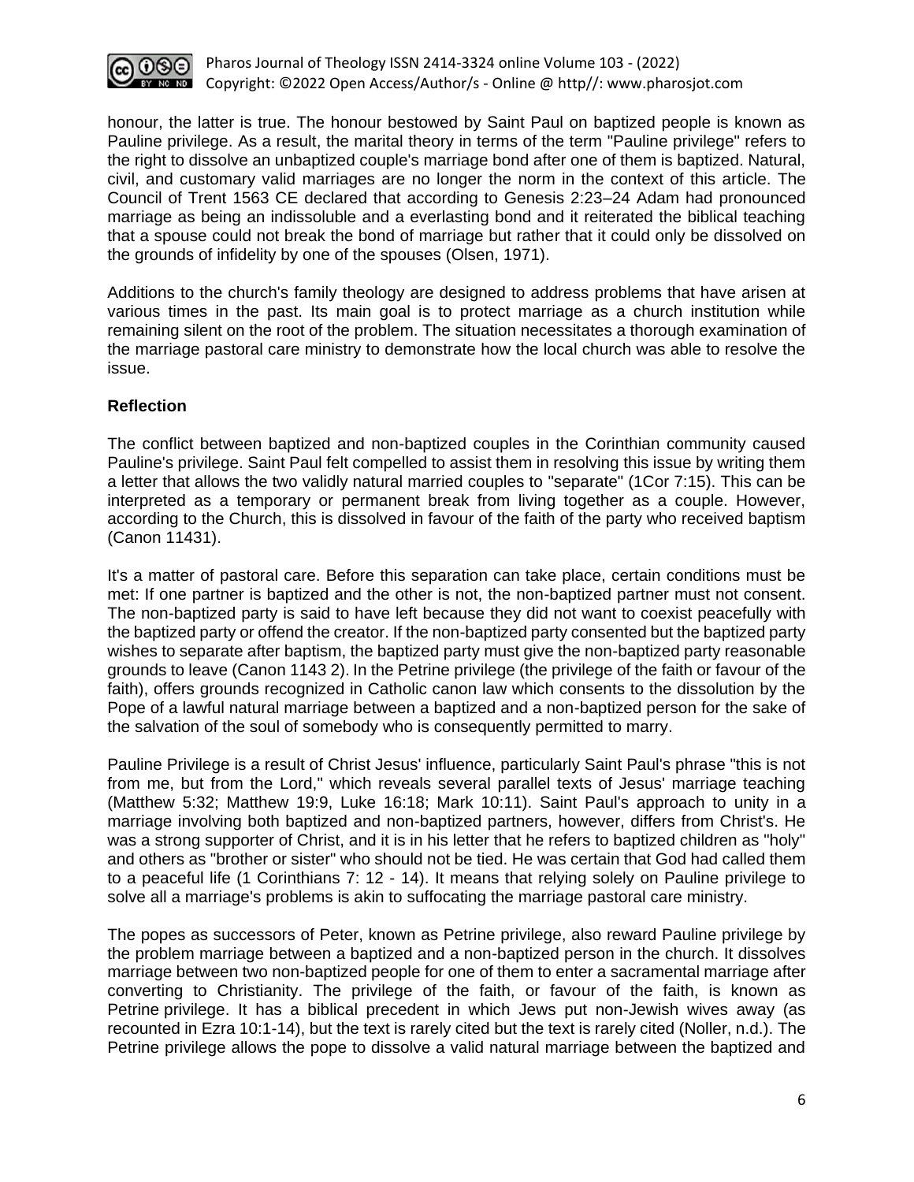honour, the latter is true. The honour bestowed by Saint Paul on baptized people is known as Pauline privilege. As a result, the marital theory in terms of the term "Pauline privilege" refers to the right to dissolve an unbaptized couple's marriage bond after one of them is baptized. Natural, civil, and customary valid marriages are no longer the norm in the context of this article. The Council of Trent 1563 CE declared that according to Genesis 2:23–24 Adam had pronounced marriage as being an indissoluble and a everlasting bond and it reiterated the biblical teaching that a spouse could not break the bond of marriage but rather that it could only be dissolved on the grounds of infidelity by one of the spouses (Olsen, 1971).

Additions to the church's family theology are designed to address problems that have arisen at various times in the past. Its main goal is to protect marriage as a church institution while remaining silent on the root of the problem. The situation necessitates a thorough examination of the marriage pastoral care ministry to demonstrate how the local church was able to resolve the issue.

## Reflection

The conflict between baptized and non-baptized couples in the Corinthian community caused Pauline's privilege. Saint Paul felt compelled to assist them in resolving this issue by writing them a letter that allows the two validly natural married couples to "separate" (1Cor 7:15). This can be interpreted as a temporary or permanent break from living together as a couple. However, according to the Church, this is dissolved in favour of the faith of the party who received baptism (Canon 11431).

It's a matter of pastoral care. Before this separation can take place, certain conditions must be met: If one partner is baptized and the other is not, the non-baptized partner must not consent. The non-baptized party is said to have left because they did not want to coexist peacefully with the baptized party or offend the creator. If the non-baptized party consented but the baptized party wishes to separate after baptism, the baptized party must give the non-baptized party reasonable grounds to leave (Canon 1143 2). In the Petrine privilege (the privilege of the faith or favour of the faith), offers grounds recognized in Catholic canon law which consents to the dissolution by the Pope of a lawful natural marriage between a baptized and a non-baptized person for the sake of the salvation of the soul of somebody who is consequently permitted to marry.

Pauline Privilege is a result of Christ Jesus' influence, particularly Saint Paul's phrase "this is not from me, but from the Lord," which reveals several parallel texts of Jesus' marriage teaching (Matthew 5:32; Matthew 19:9, Luke 16:18; Mark 10:11). Saint Paul's approach to unity in a marriage involving both baptized and non-baptized partners, however, differs from Christ's. He was a strong supporter of Christ, and it is in his letter that he refers to baptized children as "holy" and others as "brother or sister" who should not be tied. He was certain that God had called them to a peaceful life (1 Corinthians 7: 12 - 14). It means that relying solely on Pauline privilege to solve all a marriage's problems is akin to suffocating the marriage pastoral care ministry.

The popes as successors of Peter, known as Petrine privilege, also reward Pauline privilege by the problem marriage between a baptized and a non-baptized person in the church. It dissolves marriage between two non-baptized people for one of them to enter a sacramental marriage after converting to Christianity. The privilege of the faith, or favour of the faith, is known as Petrine privilege. It has a biblical precedent in which Jews put non-Jewish wives away (as recounted in Ezra 10:1-14), but the text is rarely cited but the text is rarely cited (Noller, n.d.). The Petrine privilege allows the pope to dissolve a valid natural marriage between the baptized and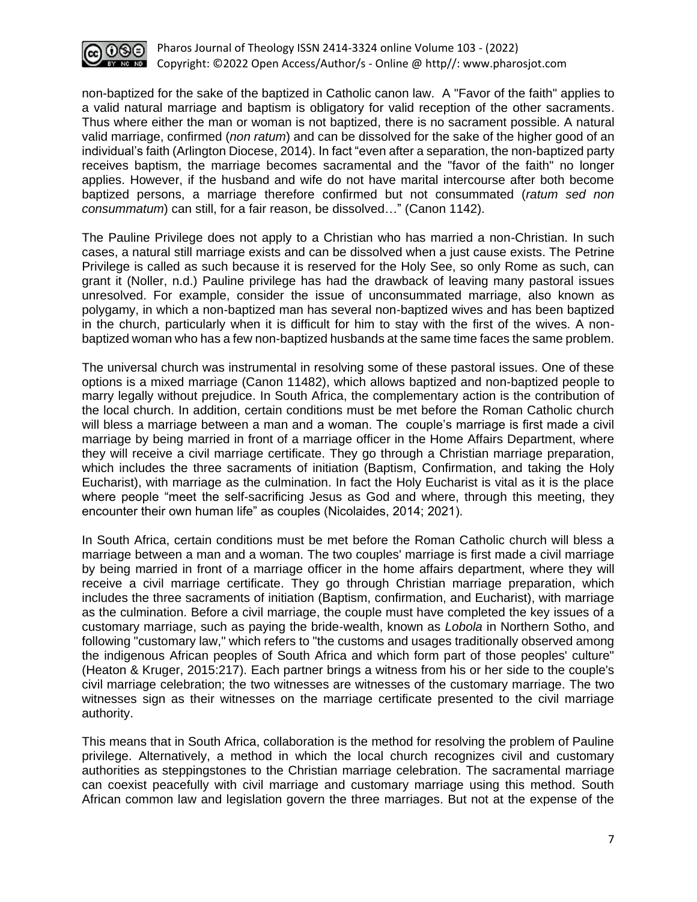non-baptized for the sake of the baptized in Catholic canon law. A "Favor of the faith" applies to a valid natural marriage and baptism is obligatory for valid reception of the other sacraments. Thus where either the man or woman is not baptized, there is no sacrament possible. A natural valid marriage, confirmed (*non ratum*) and can be dissolved for the sake of the higher good of an individual's faith (Arlington Diocese, 2014). In fact "even after a separation, the non-baptized party receives baptism, the marriage becomes sacramental and the "favor of the faith" no longer applies. However, if the husband and wife do not have marital intercourse after both become baptized persons, a marriage therefore confirmed but not consummated (*ratum sed non consummatum*) can still, for a fair reason, be dissolved…" (Canon 1142).

The Pauline Privilege does not apply to a Christian who has married a non-Christian. In such cases, a natural still marriage exists and can be dissolved when a just cause exists. The Petrine Privilege is called as such because it is reserved for the Holy See, so only Rome as such, can grant it (Noller, n.d.) Pauline privilege has had the drawback of leaving many pastoral issues unresolved. For example, consider the issue of unconsummated marriage, also known as polygamy, in which a non-baptized man has several non-baptized wives and has been baptized in the church, particularly when it is difficult for him to stay with the first of the wives. A non-baptized woman who has a few non-baptized husbands at the same time faces the same problem.

The universal church was instrumental in resolving some of these pastoral issues. One of these options is a mixed marriage (Canon 11482), which allows baptized and non-baptized people to marry legally without prejudice. In South Africa, the complementary action is the contribution of the local church. In addition, certain conditions must be met before the Roman Catholic church will bless a marriage between a man and a woman. The couple's marriage is first made a civil marriage by being married in front of a marriage officer in the Home Affairs Department, where they will receive a civil marriage certificate. They go through a Christian marriage preparation, which includes the three sacraments of initiation (Baptism, Confirmation, and taking the Holy Eucharist), with marriage as the culmination. In fact the Holy Eucharist is vital as it is the place where people "meet the self-sacrificing Jesus as God and where, through this meeting, they encounter their own human life" as couples (Nicolaides, 2014; 2021).

In South Africa, certain conditions must be met before the Roman Catholic church will bless a marriage between a man and a woman. The two couples' marriage is first made a civil marriage by being married in front of a marriage officer in the home affairs department, where they will receive a civil marriage certificate. They go through Christian marriage preparation, which includes the three sacraments of initiation (Baptism, confirmation, and Eucharist), with marriage as the culmination. Before a civil marriage, the couple must have completed the key issues of a customary marriage, such as paying the bride-wealth, known as *Lobola* in Northern Sotho, and following "customary law," which refers to "the customs and usages traditionally observed among the indigenous African peoples of South Africa and which form part of those peoples' culture" (Heaton & Kruger, 2015:217). Each partner brings a witness from his or her side to the couple's civil marriage celebration; the two witnesses are witnesses of the customary marriage. The two witnesses sign as their witnesses on the marriage certificate presented to the civil marriage authority.

This means that in South Africa, collaboration is the method for resolving the problem of Pauline privilege. Alternatively, a method in which the local church recognizes civil and customary authorities as steppingstones to the Christian marriage celebration. The sacramental marriage can coexist peacefully with civil marriage and customary marriage using this method. South African common law and legislation govern the three marriages. But not at the expense of the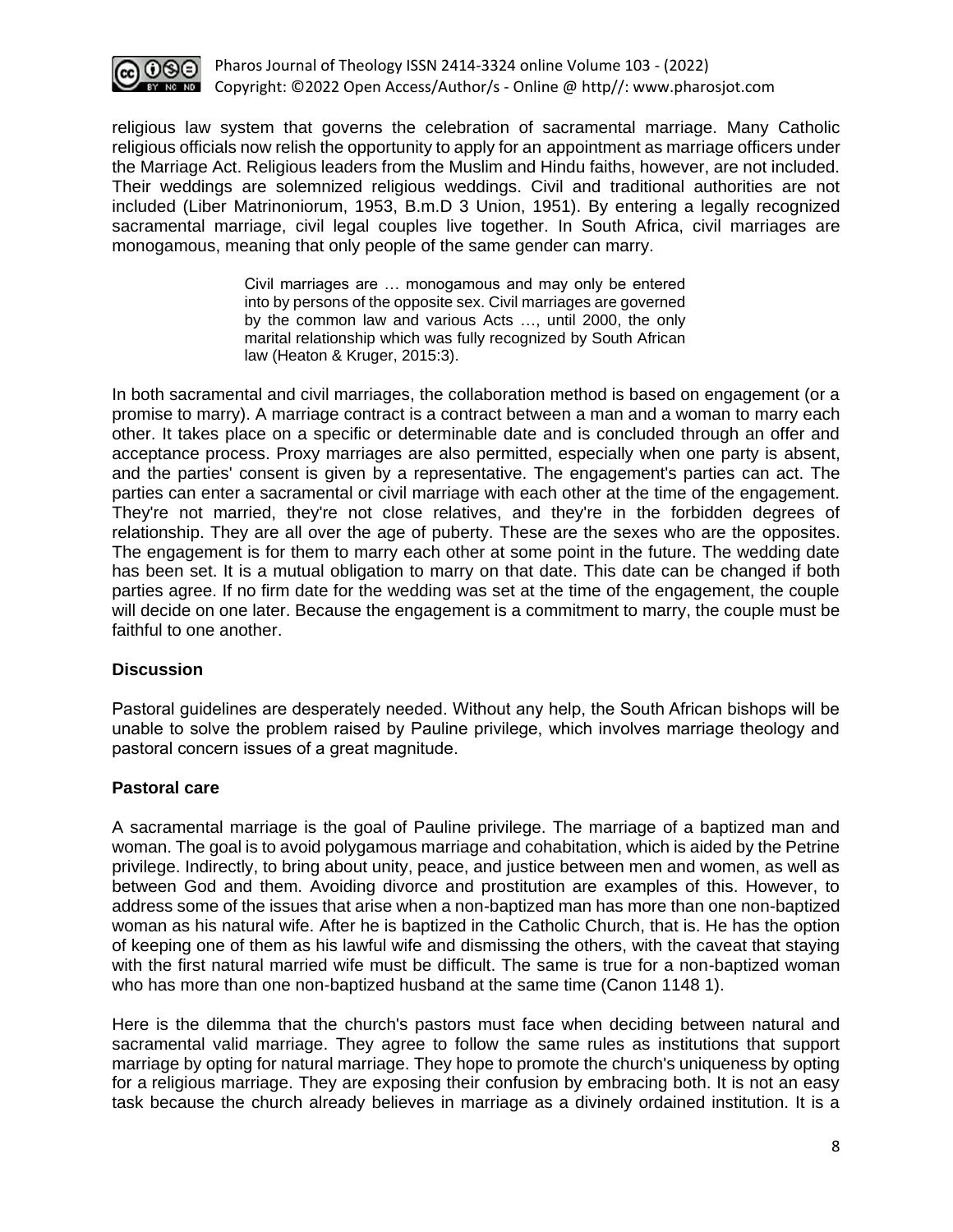religious law system that governs the celebration of sacramental marriage. Many Catholic religious officials now relish the opportunity to apply for an appointment as marriage officers under the Marriage Act. Religious leaders from the Muslim and Hindu faiths, however, are not included. Their weddings are solemnized religious weddings. Civil and traditional authorities are not included (Liber Matrinoniorum, 1953, B.m.D 3 Union, 1951). By entering a legally recognized sacramental marriage, civil legal couples live together. In South Africa, civil marriages are monogamous, meaning that only people of the same gender can marry.

> Civil marriages are … monogamous and may only be entered into by persons of the opposite sex. Civil marriages are governed by the common law and various Acts …, until 2000, the only marital relationship which was fully recognized by South African law (Heaton & Kruger, 2015:3).

In both sacramental and civil marriages, the collaboration method is based on engagement (or a promise to marry). A marriage contract is a contract between a man and a woman to marry each other. It takes place on a specific or determinable date and is concluded through an offer and acceptance process. Proxy marriages are also permitted, especially when one party is absent, and the parties' consent is given by a representative. The engagement's parties can act. The parties can enter a sacramental or civil marriage with each other at the time of the engagement. They're not married, they're not close relatives, and they're in the forbidden degrees of relationship. They are all over the age of puberty. These are the sexes who are the opposites. The engagement is for them to marry each other at some point in the future. The wedding date has been set. It is a mutual obligation to marry on that date. This date can be changed if both parties agree. If no firm date for the wedding was set at the time of the engagement, the couple will decide on one later. Because the engagement is a commitment to marry, the couple must be faithful to one another.

**Discussion**

Pastoral guidelines are desperately needed. Without any help, the South African bishops will be unable to solve the problem raised by Pauline privilege, which involves marriage theology and pastoral concern issues of a great magnitude.

**Pastoral care**

A sacramental marriage is the goal of Pauline privilege. The marriage of a baptized man and woman. The goal is to avoid polygamous marriage and cohabitation, which is aided by the Petrine privilege. Indirectly, to bring about unity, peace, and justice between men and women, as well as between God and them. Avoiding divorce and prostitution are examples of this. However, to address some of the issues that arise when a non-baptized man has more than one non-baptized woman as his natural wife. After he is baptized in the Catholic Church, that is. He has the option of keeping one of them as his lawful wife and dismissing the others, with the caveat that staying with the first natural married wife must be difficult. The same is true for a non-baptized woman who has more than one non-baptized husband at the same time (Canon 1148 1).

Here is the dilemma that the church's pastors must face when deciding between natural and sacramental valid marriage. They agree to follow the same rules as institutions that support marriage by opting for natural marriage. They hope to promote the church's uniqueness by opting for a religious marriage. They are exposing their confusion by embracing both. It is not an easy task because the church already believes in marriage as a divinely ordained institution. It is a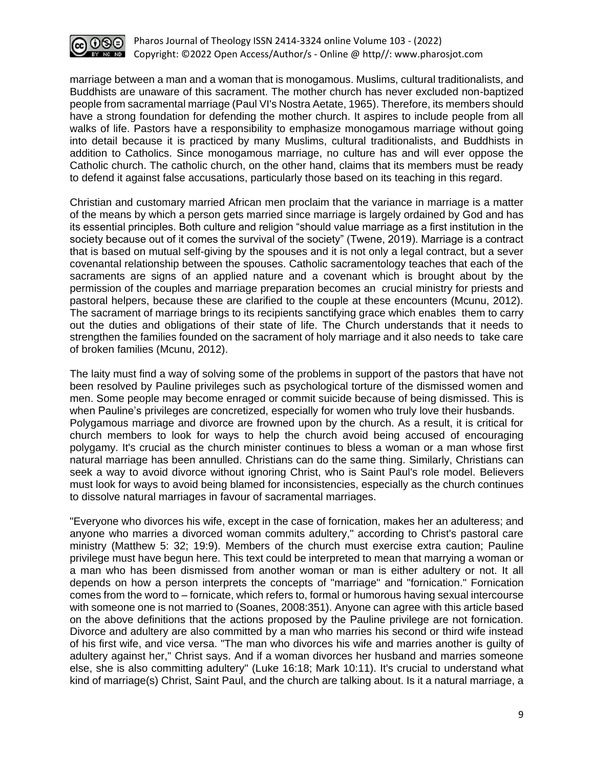marriage between a man and a woman that is monogamous. Muslims, cultural traditionalists, and Buddhists are unaware of this sacrament. The mother church has never excluded non-baptized people from sacramental marriage (Paul VI's Nostra Aetate, 1965). Therefore, its members should have a strong foundation for defending the mother church. It aspires to include people from all walks of life. Pastors have a responsibility to emphasize monogamous marriage without going into detail because it is practiced by many Muslims, cultural traditionalists, and Buddhists in addition to Catholics. Since monogamous marriage, no culture has and will ever oppose the Catholic church. The catholic church, on the other hand, claims that its members must be ready to defend it against false accusations, particularly those based on its teaching in this regard.

Christian and customary married African men proclaim that the variance in marriage is a matter of the means by which a person gets married since marriage is largely ordained by God and has its essential principles. Both culture and religion "should value marriage as a first institution in the society because out of it comes the survival of the society" (Twene, 2019). Marriage is a contract that is based on mutual self-giving by the spouses and it is not only a legal contract, but a sever covenantal relationship between the spouses. Catholic sacramentology teaches that each of the sacraments are signs of an applied nature and a covenant which is brought about by the permission of the couples and marriage preparation becomes an crucial ministry for priests and pastoral helpers, because these are clarified to the couple at these encounters (Mcunu, 2012). The sacrament of marriage brings to its recipients sanctifying grace which enables them to carry out the duties and obligations of their state of life. The Church understands that it needs to strengthen the families founded on the sacrament of holy marriage and it also needs to take care of broken families (Mcunu, 2012).

The laity must find a way of solving some of the problems in support of the pastors that have not been resolved by Pauline privileges such as psychological torture of the dismissed women and men. Some people may become enraged or commit suicide because of being dismissed. This is when Pauline's privileges are concretized, especially for women who truly love their husbands. Polygamous marriage and divorce are frowned upon by the church. As a result, it is critical for church members to look for ways to help the church avoid being accused of encouraging polygamy. It's crucial as the church minister continues to bless a woman or a man whose first natural marriage has been annulled. Christians can do the same thing. Similarly, Christians can seek a way to avoid divorce without ignoring Christ, who is Saint Paul's role model. Believers must look for ways to avoid being blamed for inconsistencies, especially as the church continues to dissolve natural marriages in favour of sacramental marriages.

"Everyone who divorces his wife, except in the case of fornication, makes her an adulteress; and anyone who marries a divorced woman commits adultery," according to Christ's pastoral care ministry (Matthew 5: 32; 19:9). Members of the church must exercise extra caution; Pauline privilege must have begun here. This text could be interpreted to mean that marrying a woman or a man who has been dismissed from another woman or man is either adultery or not. It all depends on how a person interprets the concepts of "marriage" and "fornication." Fornication comes from the word to – fornicate, which refers to, formal or humorous having sexual intercourse with someone one is not married to (Soanes, 2008:351). Anyone can agree with this article based on the above definitions that the actions proposed by the Pauline privilege are not fornication. Divorce and adultery are also committed by a man who marries his second or third wife instead of his first wife, and vice versa. "The man who divorces his wife and marries another is guilty of adultery against her," Christ says. And if a woman divorces her husband and marries someone else, she is also committing adultery" (Luke 16:18; Mark 10:11). It's crucial to understand what kind of marriage(s) Christ, Saint Paul, and the church are talking about. Is it a natural marriage, a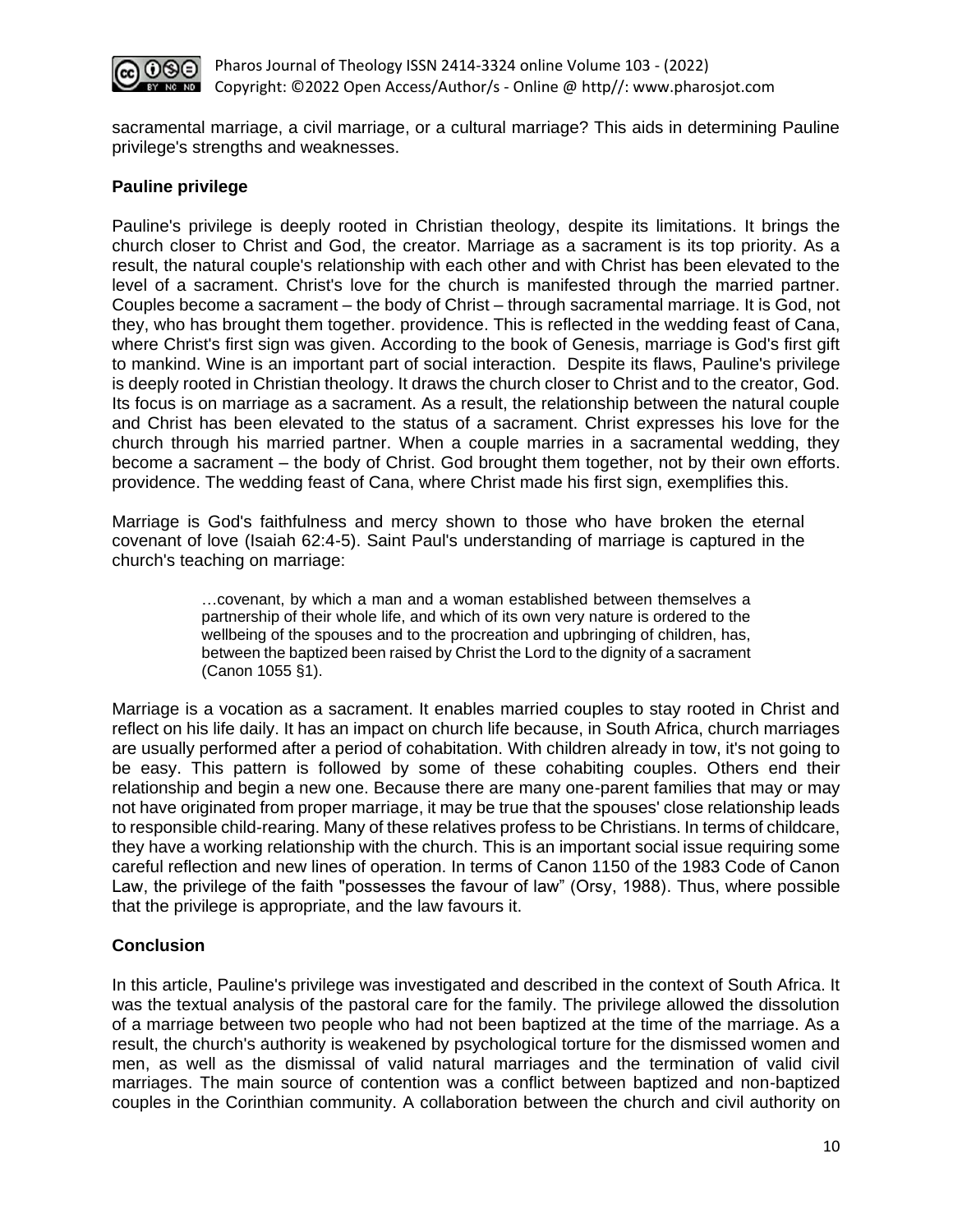sacramental marriage, a civil marriage, or a cultural marriage? This aids in determining Pauline privilege's strengths and weaknesses.

**Pauline privilege**

Pauline's privilege is deeply rooted in Christian theology, despite its limitations. It brings the church closer to Christ and God, the creator. Marriage as a sacrament is its top priority. As a result, the natural couple's relationship with each other and with Christ has been elevated to the level of a sacrament. Christ's love for the church is manifested through the married partner. Couples become a sacrament – the body of Christ – through sacramental marriage. It is God, not they, who has brought them together. providence. This is reflected in the wedding feast of Cana, where Christ's first sign was given. According to the book of Genesis, marriage is God's first gift to mankind. Wine is an important part of social interaction. Despite its flaws, Pauline's privilege is deeply rooted in Christian theology. It draws the church closer to Christ and to the creator, God. Its focus is on marriage as a sacrament. As a result, the relationship between the natural couple and Christ has been elevated to the status of a sacrament. Christ expresses his love for the church through his married partner. When a couple marries in a sacramental wedding, they become a sacrament – the body of Christ. God brought them together, not by their own efforts. providence. The wedding feast of Cana, where Christ made his first sign, exemplifies this.

Marriage is God's faithfulness and mercy shown to those who have broken the eternal covenant of love (Isaiah 62:4-5). Saint Paul's understanding of marriage is captured in the church's teaching on marriage:

> …covenant, by which a man and a woman established between themselves a partnership of their whole life, and which of its own very nature is ordered to the wellbeing of the spouses and to the procreation and upbringing of children, has, between the baptized been raised by Christ the Lord to the dignity of a sacrament (Canon 1055 §1).

Marriage is a vocation as a sacrament. It enables married couples to stay rooted in Christ and reflect on his life daily. It has an impact on church life because, in South Africa, church marriages are usually performed after a period of cohabitation. With children already in tow, it's not going to be easy. This pattern is followed by some of these cohabiting couples. Others end their relationship and begin a new one. Because there are many one-parent families that may or may not have originated from proper marriage, it may be true that the spouses' close relationship leads to responsible child-rearing. Many of these relatives profess to be Christians. In terms of childcare, they have a working relationship with the church. This is an important social issue requiring some careful reflection and new lines of operation. In terms of Canon 1150 of the 1983 Code of Canon Law, the privilege of the faith "possesses the favour of law" (Orsy, 1988). Thus, where possible that the privilege is appropriate, and the law favours it.

**Conclusion**

In this article, Pauline's privilege was investigated and described in the context of South Africa. It was the textual analysis of the pastoral care for the family. The privilege allowed the dissolution of a marriage between two people who had not been baptized at the time of the marriage. As a result, the church's authority is weakened by psychological torture for the dismissed women and men, as well as the dismissal of valid natural marriages and the termination of valid civil marriages. The main source of contention was a conflict between baptized and non-baptized couples in the Corinthian community. A collaboration between the church and civil authority on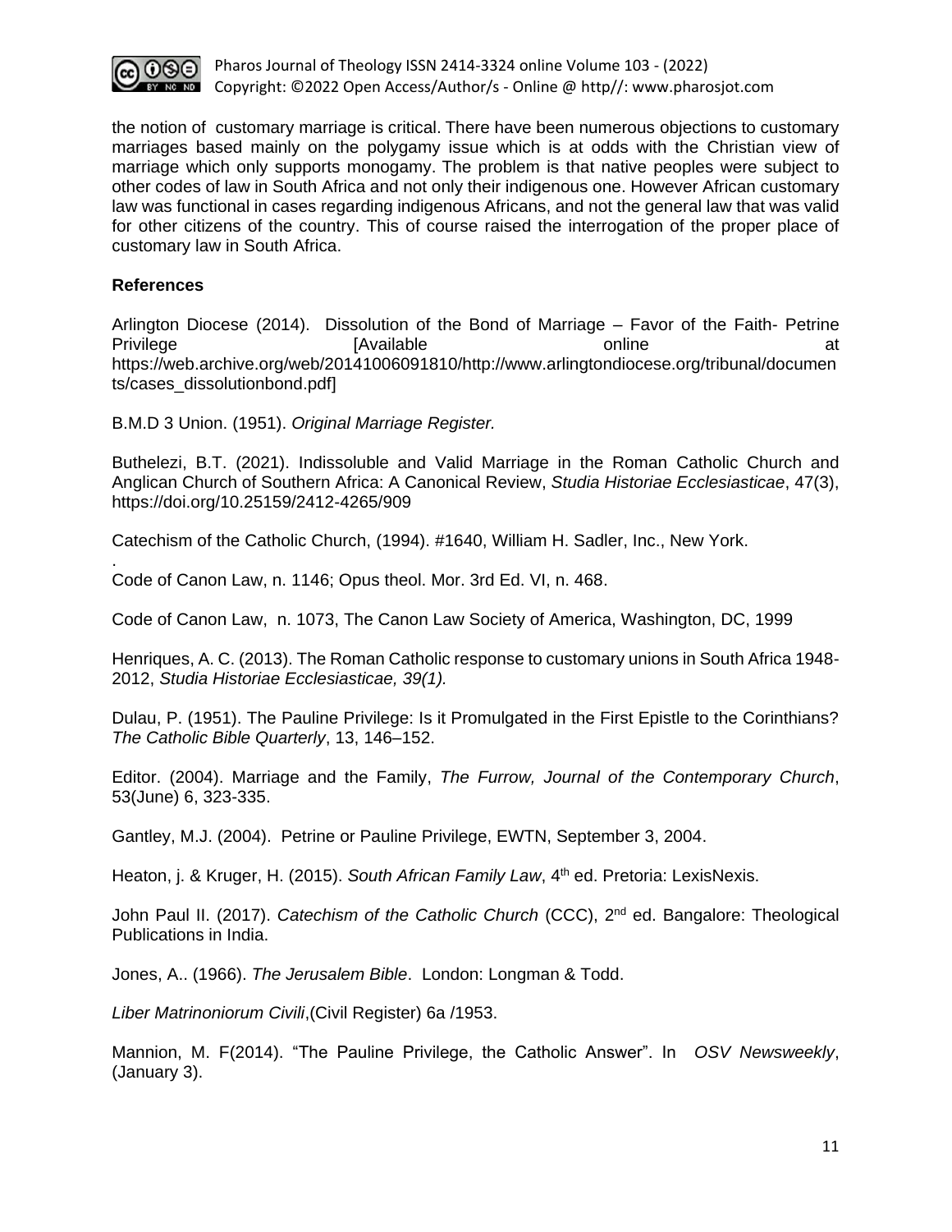the notion of customary marriage is critical. There have been numerous objections to customary marriages based mainly on the polygamy issue which is at odds with the Christian view of marriage which only supports monogamy. The problem is that native peoples were subject to other codes of law in South Africa and not only their indigenous one. However African customary law was functional in cases regarding indigenous Africans, and not the general law that was valid for other citizens of the country. This of course raised the interrogation of the proper place of customary law in South Africa.

## References

Arlington Diocese (2014). Dissolution of the Bond of Marriage – Favor of the Faith- Petrine Privilege [Available online at https://web.archive.org/web/20141006091810/http://www.arlingtondiocese.org/tribunal/documents/cases_dissolutionbond.pdf]

B.M.D 3 Union. (1951). *Original Marriage Register.*

Buthelezi, B.T. (2021). Indissoluble and Valid Marriage in the Roman Catholic Church and Anglican Church of Southern Africa: A Canonical Review, *Studia Historiae Ecclesiasticae*, 47(3), https://doi.org/10.25159/2412-4265/909

Catechism of the Catholic Church, (1994). #1640, William H. Sadler, Inc., New York.

.
Code of Canon Law, n. 1146; Opus theol. Mor. 3rd Ed. VI, n. 468.

Code of Canon Law, n. 1073, The Canon Law Society of America, Washington, DC, 1999

Henriques, A. C. (2013). The Roman Catholic response to customary unions in South Africa 1948-2012, *Studia Historiae Ecclesiasticae, 39(1).*

Dulau, P. (1951). The Pauline Privilege: Is it Promulgated in the First Epistle to the Corinthians? *The Catholic Bible Quarterly*, 13, 146–152.

Editor. (2004). Marriage and the Family, *The Furrow, Journal of the Contemporary Church*, 53(June) 6, 323-335.

Gantley, M.J. (2004). Petrine or Pauline Privilege, EWTN, September 3, 2004.

Heaton, j. & Kruger, H. (2015). *South African Family Law*, 4th ed. Pretoria: LexisNexis.

John Paul II. (2017). *Catechism of the Catholic Church* (CCC), 2nd ed. Bangalore: Theological Publications in India.

Jones, A.. (1966). *The Jerusalem Bible*. London: Longman & Todd.

*Liber Matrinoniorum Civili*,(Civil Register) 6a /1953.

Mannion, M. F(2014). "The Pauline Privilege, the Catholic Answer". In *OSV Newsweekly*, (January 3).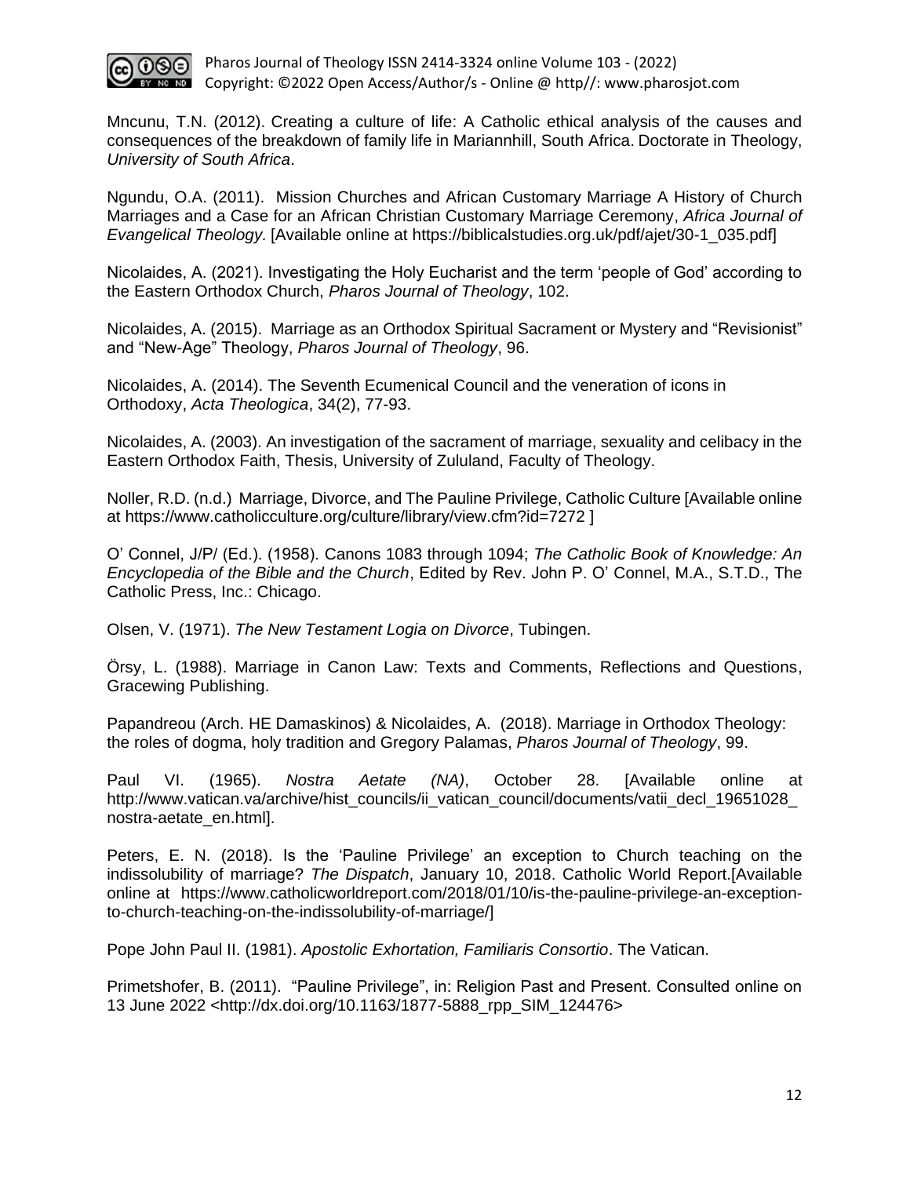Mncunu, T.N. (2012). Creating a culture of life: A Catholic ethical analysis of the causes and consequences of the breakdown of family life in Mariannhill, South Africa. Doctorate in Theology, *University of South Africa*.

Ngundu, O.A. (2011). Mission Churches and African Customary Marriage A History of Church Marriages and a Case for an African Christian Customary Marriage Ceremony, *Africa Journal of Evangelical Theology.* [Available online at https://biblicalstudies.org.uk/pdf/ajet/30-1_035.pdf]

Nicolaides, A. (2021). Investigating the Holy Eucharist and the term 'people of God' according to the Eastern Orthodox Church, *Pharos Journal of Theology*, 102.

Nicolaides, A. (2015). Marriage as an Orthodox Spiritual Sacrament or Mystery and "Revisionist" and "New-Age" Theology, *Pharos Journal of Theology*, 96.

Nicolaides, A. (2014). The Seventh Ecumenical Council and the veneration of icons in Orthodoxy, *Acta Theologica*, 34(2), 77-93.

Nicolaides, A. (2003). An investigation of the sacrament of marriage, sexuality and celibacy in the Eastern Orthodox Faith, Thesis, University of Zululand, Faculty of Theology.

Noller, R.D. (n.d.) Marriage, Divorce, and The Pauline Privilege, Catholic Culture [Available online at https://www.catholicculture.org/culture/library/view.cfm?id=7272 ]

O' Connel, J/P/ (Ed.). (1958). Canons 1083 through 1094; *The Catholic Book of Knowledge: An Encyclopedia of the Bible and the Church*, Edited by Rev. John P. O' Connel, M.A., S.T.D., The Catholic Press, Inc.: Chicago.

Olsen, V. (1971). *The New Testament Logia on Divorce*, Tubingen.

Örsy, L. (1988). Marriage in Canon Law: Texts and Comments, Reflections and Questions, Gracewing Publishing.

Papandreou (Arch. HE Damaskinos) & Nicolaides, A. (2018). Marriage in Orthodox Theology: the roles of dogma, holy tradition and Gregory Palamas, *Pharos Journal of Theology*, 99.

Paul VI. (1965). *Nostra Aetate (NA)*, October 28. [Available online at http://www.vatican.va/archive/hist_councils/ii_vatican_council/documents/vatii_decl_19651028_nostra-aetate_en.html].

Peters, E. N. (2018). Is the 'Pauline Privilege' an exception to Church teaching on the indissolubility of marriage? *The Dispatch*, January 10, 2018. Catholic World Report.[Available online at https://www.catholicworldreport.com/2018/01/10/is-the-pauline-privilege-an-exception-to-church-teaching-on-the-indissolubility-of-marriage/]

Pope John Paul II. (1981). *Apostolic Exhortation, Familiaris Consortio*. The Vatican.

Primetshofer, B. (2011). "Pauline Privilege", in: Religion Past and Present. Consulted online on 13 June 2022 <http://dx.doi.org/10.1163/1877-5888_rpp_SIM_124476>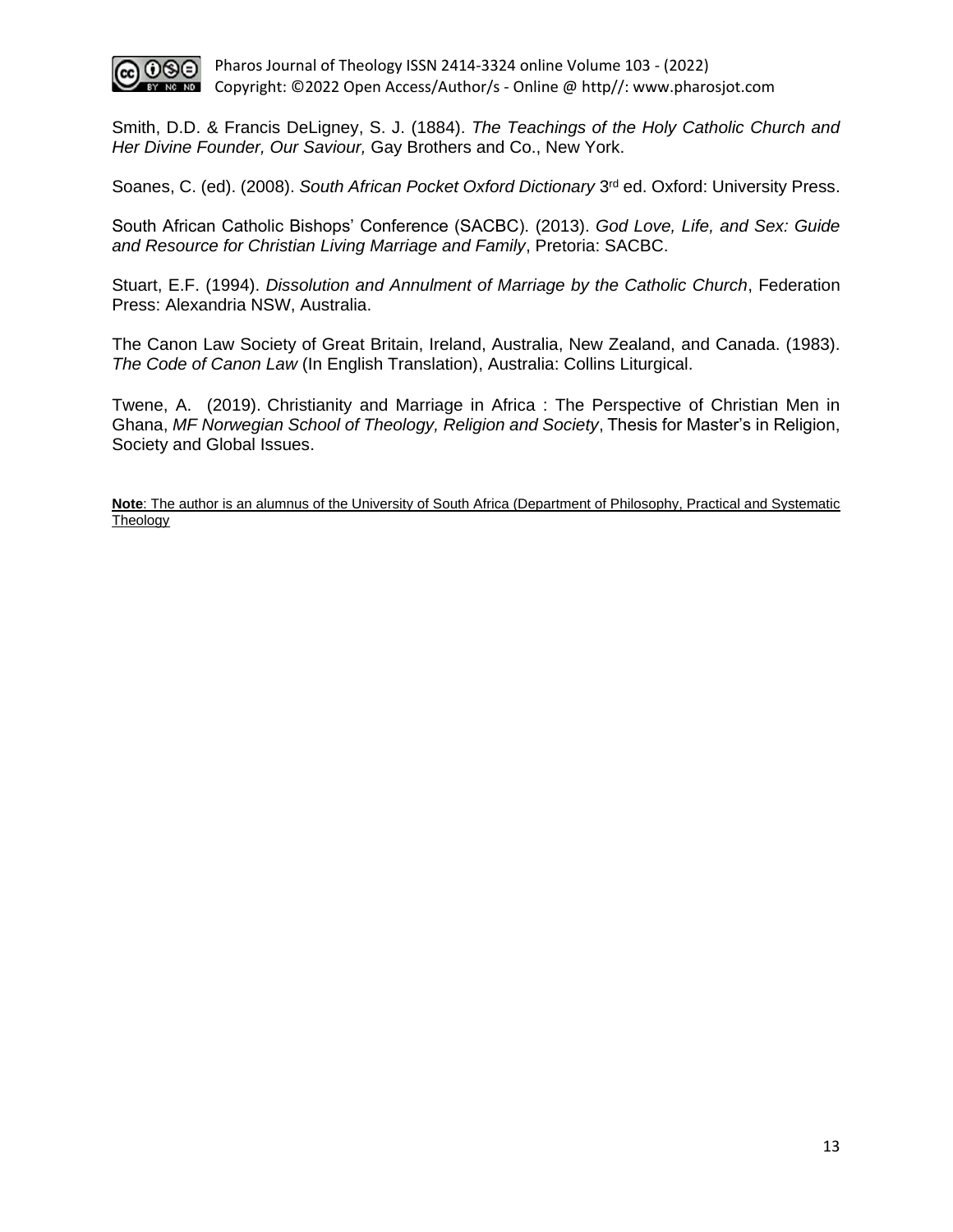Smith, D.D. & Francis DeLigney, S. J. (1884). *The Teachings of the Holy Catholic Church and Her Divine Founder, Our Saviour,* Gay Brothers and Co., New York.

Soanes, C. (ed). (2008). *South African Pocket Oxford Dictionary* 3rd ed. Oxford: University Press.

South African Catholic Bishops' Conference (SACBC). (2013). *God Love, Life, and Sex: Guide and Resource for Christian Living Marriage and Family*, Pretoria: SACBC.

Stuart, E.F. (1994). *Dissolution and Annulment of Marriage by the Catholic Church*, Federation Press: Alexandria NSW, Australia.

The Canon Law Society of Great Britain, Ireland, Australia, New Zealand, and Canada. (1983). *The Code of Canon Law* (In English Translation), Australia: Collins Liturgical.

Twene, A. (2019). Christianity and Marriage in Africa : The Perspective of Christian Men in Ghana, *MF Norwegian School of Theology, Religion and Society*, Thesis for Master's in Religion, Society and Global Issues.

**Note**: The author is an alumnus of the University of South Africa (Department of Philosophy, Practical and Systematic Theology